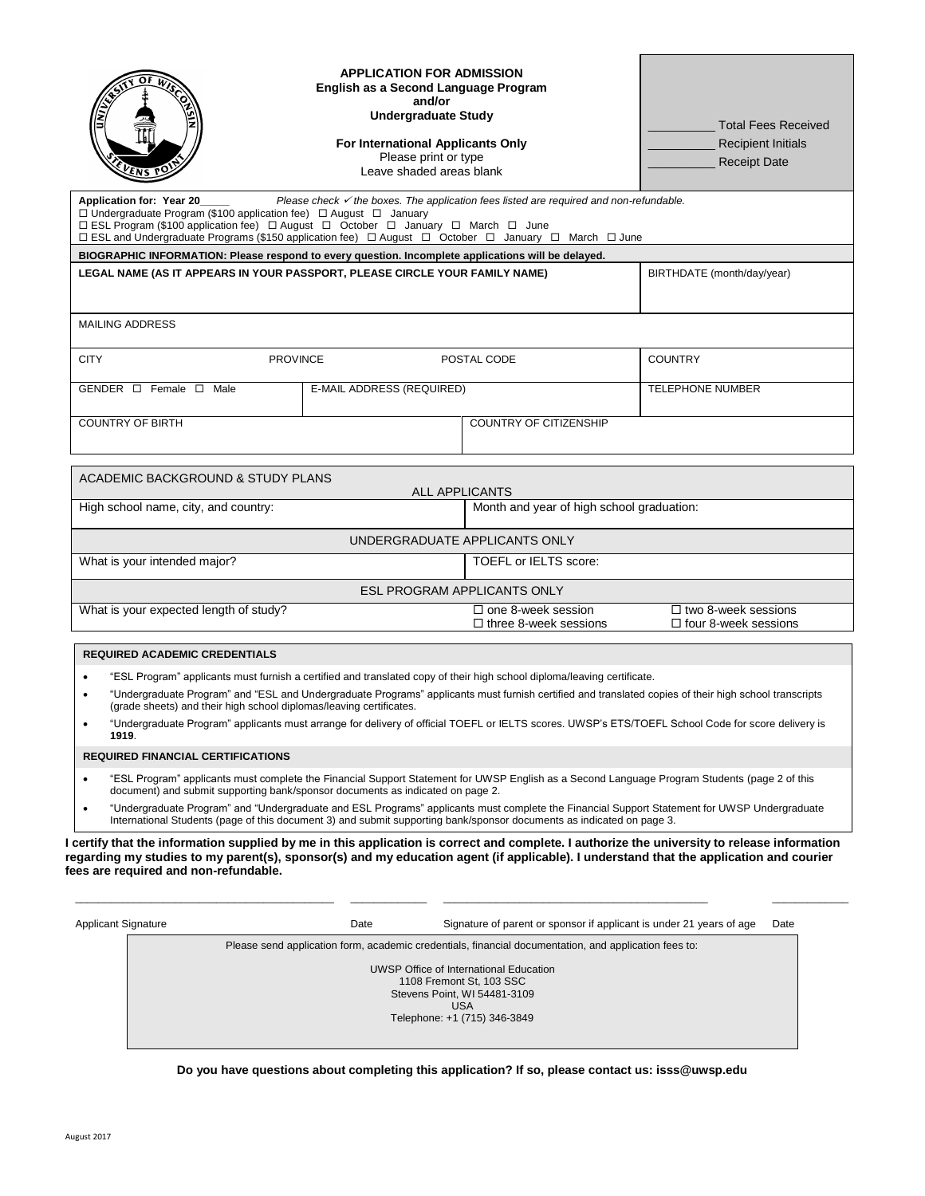# APPLICATION FOR ADMISSION
## English as a Second Language Program and/or Undergraduate Study

**For International Applicants Only**
Please print or type
Leave shaded areas blank

__________ Total Fees Received
__________ Recipient Initials
__________ Receipt Date

**Application for: Year 20_____** *Please check ✓ the boxes. The application fees listed are required and non-refundable.*

☐ Undergraduate Program ($100 application fee) ☐ August ☐ January
☐ ESL Program ($100 application fee) ☐ August ☐ October ☐ January ☐ March ☐ June
☐ ESL and Undergraduate Programs ($150 application fee) ☐ August ☐ October ☐ January ☐ March ☐ June

**BIOGRAPHIC INFORMATION: Please respond to every question. Incomplete applications will be delayed.**

| **LEGAL NAME (AS IT APPEARS IN YOUR PASSPORT, PLEASE CIRCLE YOUR FAMILY NAME)** | | | BIRTHDATE (month/day/year) |
|---|---|---|---|
| MAILING ADDRESS | | | |
| CITY | PROVINCE | POSTAL CODE | COUNTRY |
| GENDER ☐ Female ☐ Male | E-MAIL ADDRESS (REQUIRED) | | TELEPHONE NUMBER |
| COUNTRY OF BIRTH | | COUNTRY OF CITIZENSHIP | |

| ACADEMIC BACKGROUND & STUDY PLANS | | |
|---|---|---|
| ALL APPLICANTS | | |
| High school name, city, and country: | Month and year of high school graduation: | |
| UNDERGRADUATE APPLICANTS ONLY | | |
| What is your intended major? | TOEFL or IELTS score: | |
| ESL PROGRAM APPLICANTS ONLY | | |
| What is your expected length of study? | ☐ one 8-week session<br>☐ three 8-week sessions | ☐ two 8-week sessions<br>☐ four 8-week sessions |

**REQUIRED ACADEMIC CREDENTIALS**

- "ESL Program" applicants must furnish a certified and translated copy of their high school diploma/leaving certificate.
- "Undergraduate Program" and "ESL and Undergraduate Programs" applicants must furnish certified and translated copies of their high school transcripts (grade sheets) and their high school diplomas/leaving certificates.
- "Undergraduate Program" applicants must arrange for delivery of official TOEFL or IELTS scores. UWSP's ETS/TOEFL School Code for score delivery is **1919**.

**REQUIRED FINANCIAL CERTIFICATIONS**

- "ESL Program" applicants must complete the Financial Support Statement for UWSP English as a Second Language Program Students (page 2 of this document) and submit supporting bank/sponsor documents as indicated on page 2.
- "Undergraduate Program" and "Undergraduate and ESL Programs" applicants must complete the Financial Support Statement for UWSP Undergraduate International Students (page of this document 3) and submit supporting bank/sponsor documents as indicated on page 3.

**I certify that the information supplied by me in this application is correct and complete. I authorize the university to release information regarding my studies to my parent(s), sponsor(s) and my education agent (if applicable). I understand that the application and courier fees are required and non-refundable.**

_______________________________ ___________ _______________________________ ___________

Applicant Signature Date Signature of parent or sponsor if applicant is under 21 years of age Date

Please send application form, academic credentials, financial documentation, and application fees to:

UWSP Office of International Education
1108 Fremont St, 103 SSC
Stevens Point, WI 54481-3109
USA
Telephone: +1 (715) 346-3849

**Do you have questions about completing this application? If so, please contact us: isss@uwsp.edu**

August 2017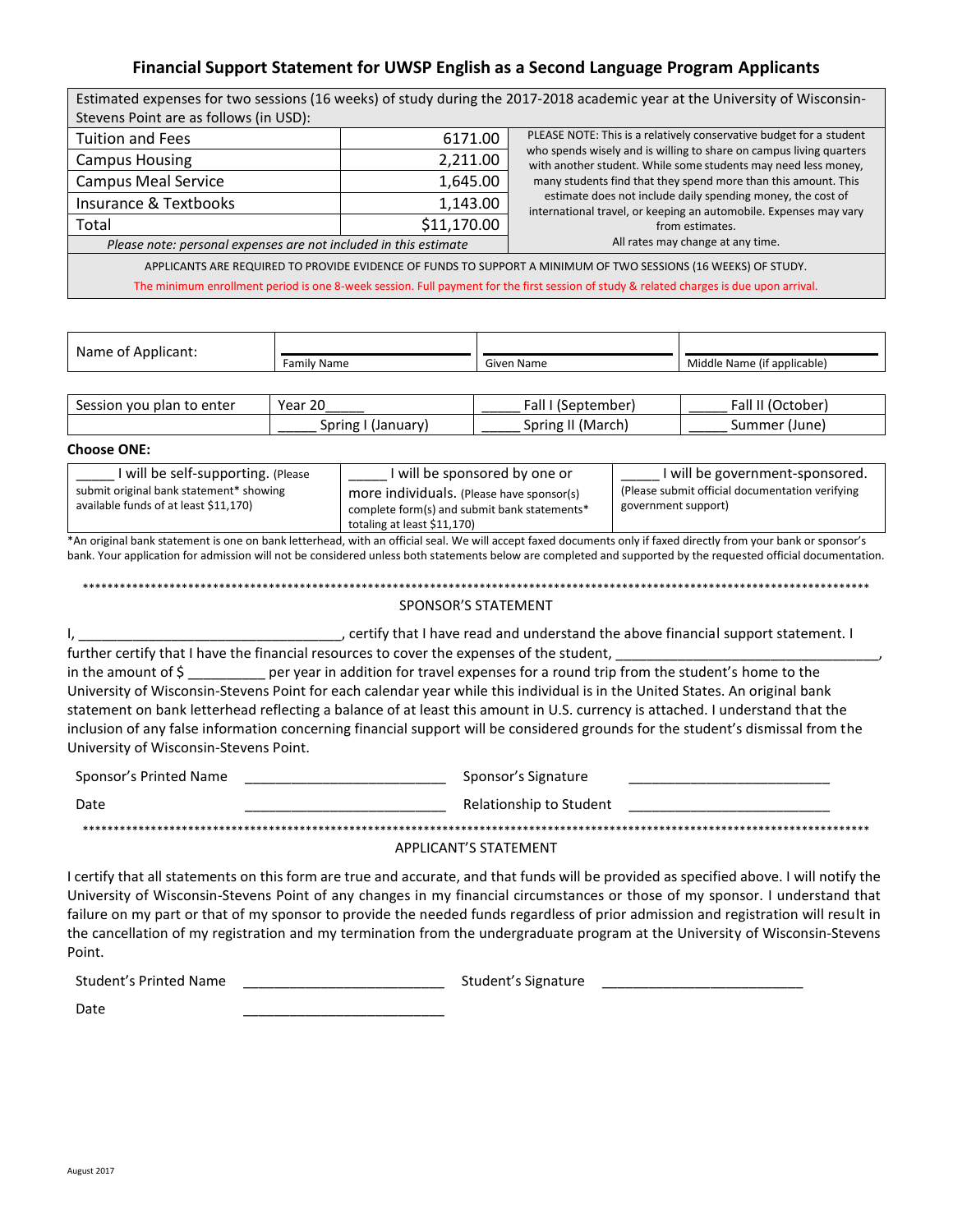# Financial Support Statement for UWSP English as a Second Language Program Applicants

Estimated expenses for two sessions (16 weeks) of study during the 2017-2018 academic year at the University of Wisconsin-Stevens Point are as follows (in USD):

| Item | Amount |
|---|---|
| Tuition and Fees | 6171.00 |
| Campus Housing | 2,211.00 |
| Campus Meal Service | 1,645.00 |
| Insurance & Textbooks | 1,143.00 |
| Total | $11,170.00 |

*Please note: personal expenses are not included in this estimate*

PLEASE NOTE: This is a relatively conservative budget for a student who spends wisely and is willing to share on campus living quarters with another student. While some students may need less money, many students find that they spend more than this amount. This estimate does not include daily spending money, the cost of international travel, or keeping an automobile. Expenses may vary from estimates.
All rates may change at any time.

APPLICANTS ARE REQUIRED TO PROVIDE EVIDENCE OF FUNDS TO SUPPORT A MINIMUM OF TWO SESSIONS (16 WEEKS) OF STUDY.

The minimum enrollment period is one 8-week session. Full payment for the first session of study & related charges is due upon arrival.

| Name of Applicant: | ______ Family Name | ______ Given Name | ______ Middle Name (if applicable) |
|---|---|---|---|

| Session you plan to enter | Year 20_____ | _____ Fall I (September) | _____ Fall II (October) |
|---|---|---|---|
| | _____ Spring I (January) | _____ Spring II (March) | _____ Summer (June) |

**Choose ONE:**

| _____ I will be self-supporting. (Please submit original bank statement* showing available funds of at least $11,170) | _____ I will be sponsored by one or more individuals. (Please have sponsor(s) complete form(s) and submit bank statements* totaling at least $11,170) | _____ I will be government-sponsored. (Please submit official documentation verifying government support) |
|---|---|---|

*An original bank statement is one on bank letterhead, with an official seal. We will accept faxed documents only if faxed directly from your bank or sponsor's bank. Your application for admission will not be considered unless both statements below are completed and supported by the requested official documentation.

\*\*\*\*\*\*\*\*\*\*\*\*\*\*\*\*\*\*\*\*\*\*\*\*\*\*\*\*\*\*\*\*\*\*\*\*\*\*\*\*\*\*\*\*\*\*\*\*\*\*

## SPONSOR'S STATEMENT

I, _________________________________, certify that I have read and understand the above financial support statement. I further certify that I have the financial resources to cover the expenses of the student, _________________________________, in the amount of $ _________ per year in addition for travel expenses for a round trip from the student's home to the University of Wisconsin-Stevens Point for each calendar year while this individual is in the United States. An original bank statement on bank letterhead reflecting a balance of at least this amount in U.S. currency is attached. I understand that the inclusion of any false information concerning financial support will be considered grounds for the student's dismissal from the University of Wisconsin-Stevens Point.

Sponsor's Printed Name _________________________ Sponsor's Signature _________________________

Date _________________________ Relationship to Student _________________________

\*\*\*\*\*\*\*\*\*\*\*\*\*\*\*\*\*\*\*\*\*\*\*\*\*\*\*\*\*\*\*\*\*\*\*\*\*\*\*\*\*\*\*\*\*\*\*\*\*\*

## APPLICANT'S STATEMENT

I certify that all statements on this form are true and accurate, and that funds will be provided as specified above. I will notify the University of Wisconsin-Stevens Point of any changes in my financial circumstances or those of my sponsor. I understand that failure on my part or that of my sponsor to provide the needed funds regardless of prior admission and registration will result in the cancellation of my registration and my termination from the undergraduate program at the University of Wisconsin-Stevens Point.

Student's Printed Name _________________________ Student's Signature _________________________

Date _________________________

August 2017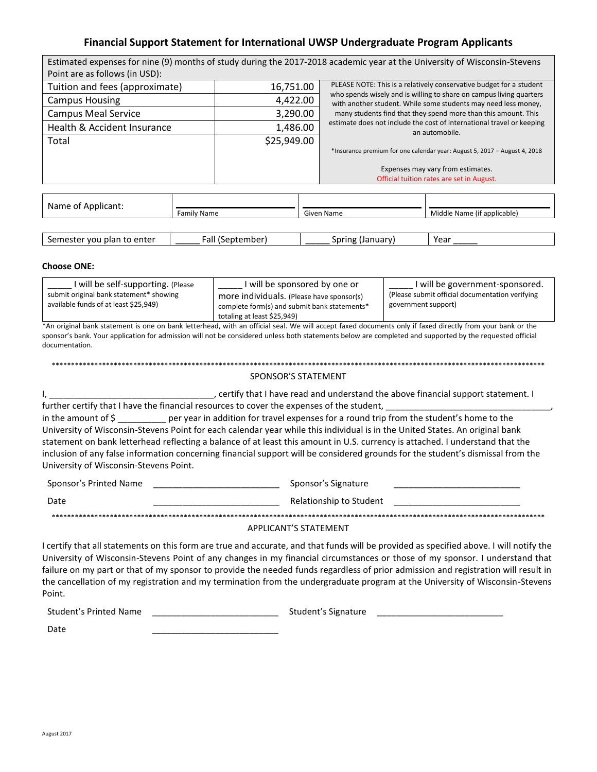# Financial Support Statement for International UWSP Undergraduate Program Applicants

| Estimated expenses for nine (9) months of study during the 2017-2018 academic year at the University of Wisconsin-Stevens Point are as follows (in USD): | | |
|---|---|---|
| Tuition and fees (approximate) | 16,751.00 | PLEASE NOTE: This is a relatively conservative budget for a student who spends wisely and is willing to share on campus living quarters with another student. While some students may need less money, many students find that they spend more than this amount. This estimate does not include the cost of international travel or keeping an automobile. |
| Campus Housing | 4,422.00 | |
| Campus Meal Service | 3,290.00 | |
| Health & Accident Insurance | 1,486.00 | |
| Total | $25,949.00 | *Insurance premium for one calendar year: August 5, 2017 – August 4, 2018<br><br>Expenses may vary from estimates.<br>Official tuition rates are set in August. |

| Name of Applicant: | ____________________ Family Name | ____________________ Given Name | ____________________ Middle Name (if applicable) |
|---|---|---|---|

| Semester you plan to enter | _____ Fall (September) | _____ Spring (January) | Year _____ |
|---|---|---|---|

**Choose ONE:**

| _____ I will be self-supporting. (Please submit original bank statement* showing available funds of at least $25,949) | _____ I will be sponsored by one or more individuals. (Please have sponsor(s) complete form(s) and submit bank statements* totaling at least $25,949) | _____ I will be government-sponsored. (Please submit official documentation verifying government support) |
|---|---|---|

*An original bank statement is one on bank letterhead, with an official seal. We will accept faxed documents only if faxed directly from your bank or the sponsor's bank. Your application for admission will not be considered unless both statements below are completed and supported by the requested official documentation.

***

SPONSOR'S STATEMENT

I, ________________________________, certify that I have read and understand the above financial support statement. I further certify that I have the financial resources to cover the expenses of the student, ________________________________, in the amount of $ _________ per year in addition for travel expenses for a round trip from the student's home to the University of Wisconsin-Stevens Point for each calendar year while this individual is in the United States. An original bank statement on bank letterhead reflecting a balance of at least this amount in U.S. currency is attached. I understand that the inclusion of any false information concerning financial support will be considered grounds for the student's dismissal from the University of Wisconsin-Stevens Point.

Sponsor's Printed Name ________________________ Sponsor's Signature ________________________

Date ________________________ Relationship to Student ________________________

***

APPLICANT'S STATEMENT

I certify that all statements on this form are true and accurate, and that funds will be provided as specified above. I will notify the University of Wisconsin-Stevens Point of any changes in my financial circumstances or those of my sponsor. I understand that failure on my part or that of my sponsor to provide the needed funds regardless of prior admission and registration will result in the cancellation of my registration and my termination from the undergraduate program at the University of Wisconsin-Stevens Point.

Student's Printed Name ________________________ Student's Signature ________________________

Date ________________________

August 2017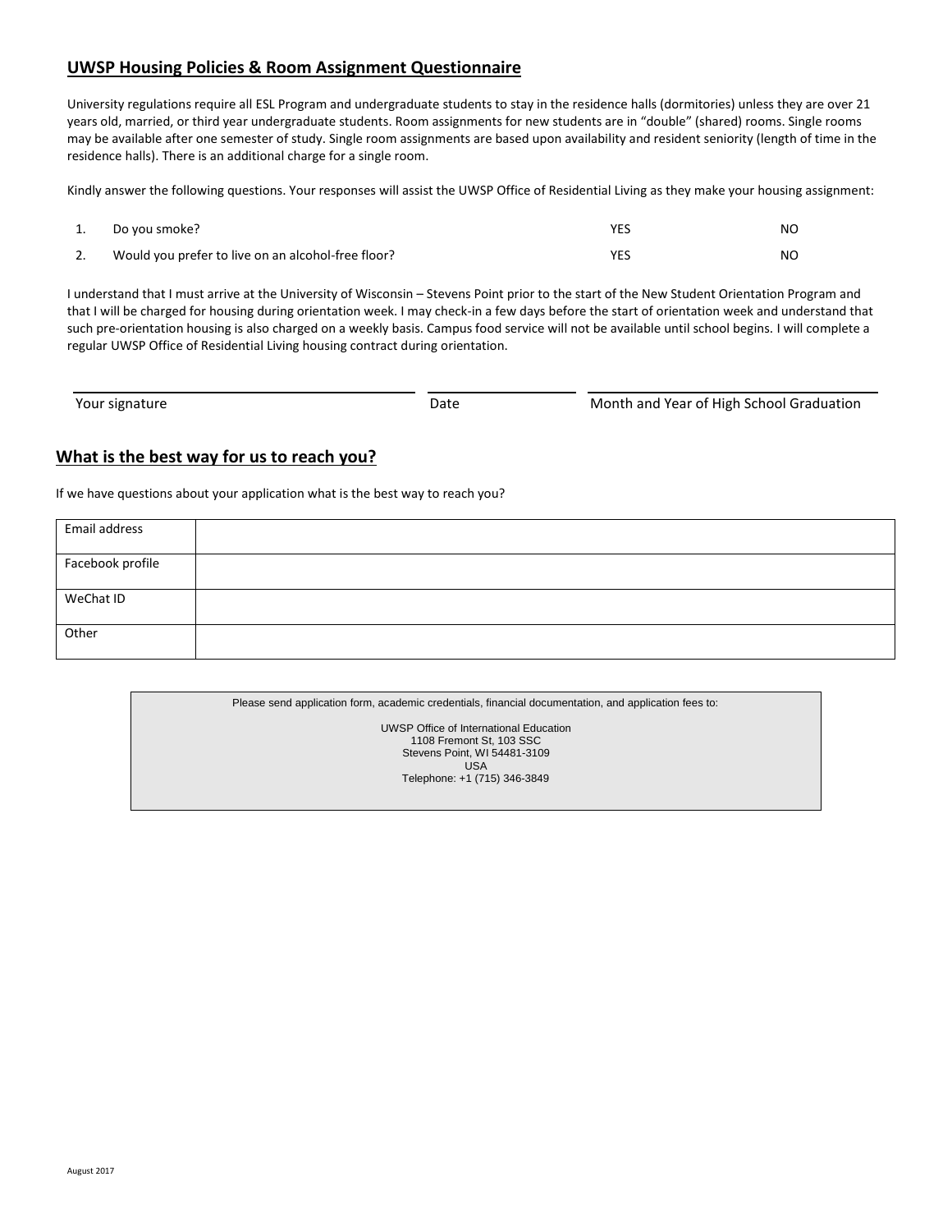## UWSP Housing Policies & Room Assignment Questionnaire

University regulations require all ESL Program and undergraduate students to stay in the residence halls (dormitories) unless they are over 21 years old, married, or third year undergraduate students. Room assignments for new students are in “double” (shared) rooms. Single rooms may be available after one semester of study. Single room assignments are based upon availability and resident seniority (length of time in the residence halls). There is an additional charge for a single room.

Kindly answer the following questions. Your responses will assist the UWSP Office of Residential Living as they make your housing assignment:

| | | | |
|---|---|---|---|
| 1. | Do you smoke? | YES | NO |
| 2. | Would you prefer to live on an alcohol-free floor? | YES | NO |

I understand that I must arrive at the University of Wisconsin – Stevens Point prior to the start of the New Student Orientation Program and that I will be charged for housing during orientation week. I may check-in a few days before the start of orientation week and understand that such pre-orientation housing is also charged on a weekly basis. Campus food service will not be available until school begins. I will complete a regular UWSP Office of Residential Living housing contract during orientation.

| Your signature | Date | Month and Year of High School Graduation |
|---|---|---|
| | | |

## What is the best way for us to reach you?

If we have questions about your application what is the best way to reach you?

| | |
|---|---|
| Email address | |
| Facebook profile | |
| WeChat ID | |
| Other | |

Please send application form, academic credentials, financial documentation, and application fees to:

UWSP Office of International Education
1108 Fremont St, 103 SSC
Stevens Point, WI 54481-3109
USA
Telephone: +1 (715) 346-3849

August 2017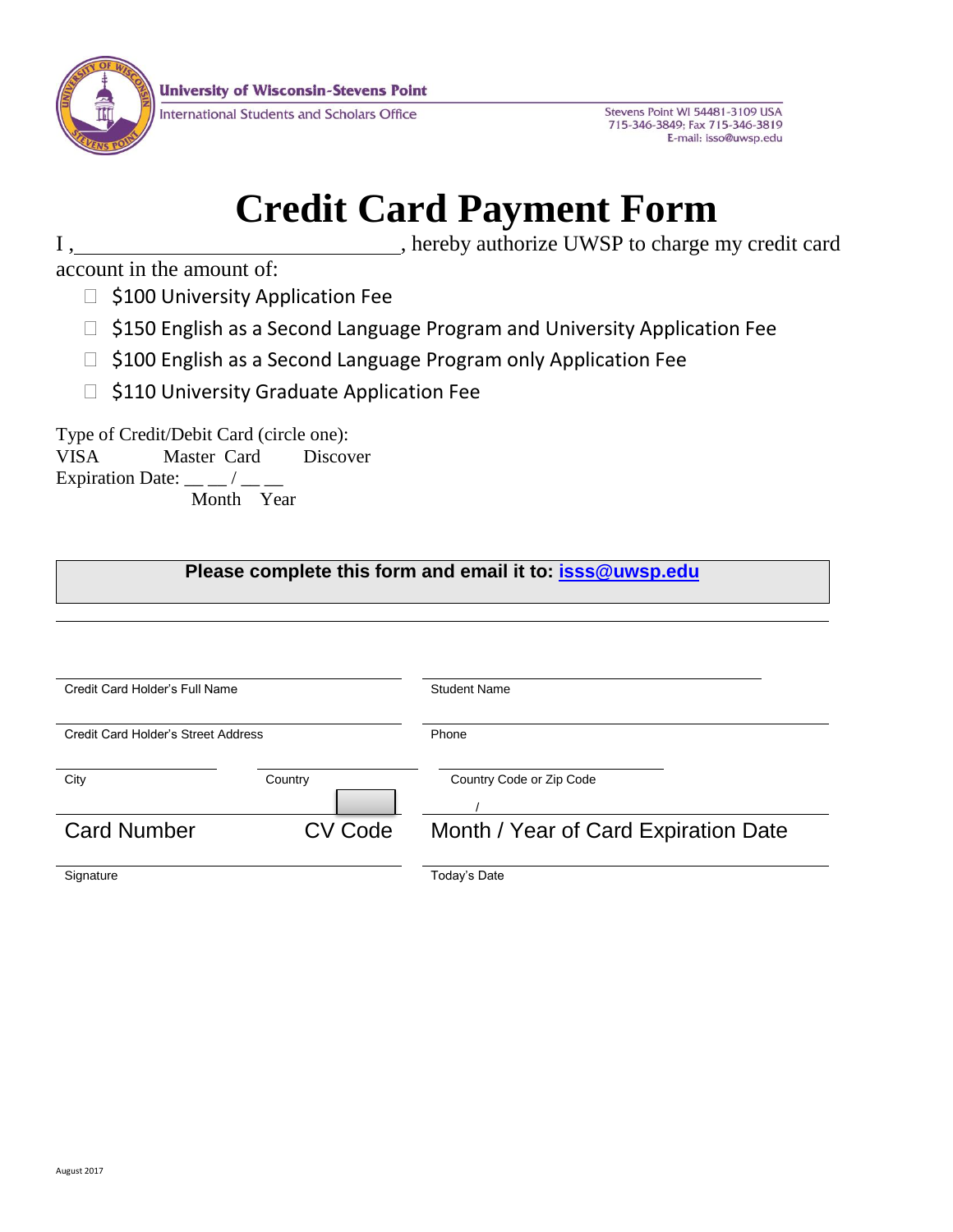University of Wisconsin-Stevens Point
International Students and Scholars Office

Stevens Point WI 54481-3109 USA
715-346-3849; Fax 715-346-3819
E-mail: isso@uwsp.edu

# Credit Card Payment Form

I ,_______________________________, hereby authorize UWSP to charge my credit card account in the amount of:

- ☐ $100 University Application Fee
- ☐ $150 English as a Second Language Program and University Application Fee
- ☐ $100 English as a Second Language Program only Application Fee
- ☐ $110 University Graduate Application Fee

Type of Credit/Debit Card (circle one):
VISA Master Card Discover
Expiration Date: __ __ / __ __
Month Year

**Please complete this form and email it to: isss@uwsp.edu**

Credit Card Holder's Full Name

Student Name

Credit Card Holder's Street Address

Phone

City

Country

Country Code or Zip Code

Card Number

CV Code

Month / Year of Card Expiration Date

Signature

Today's Date

August 2017